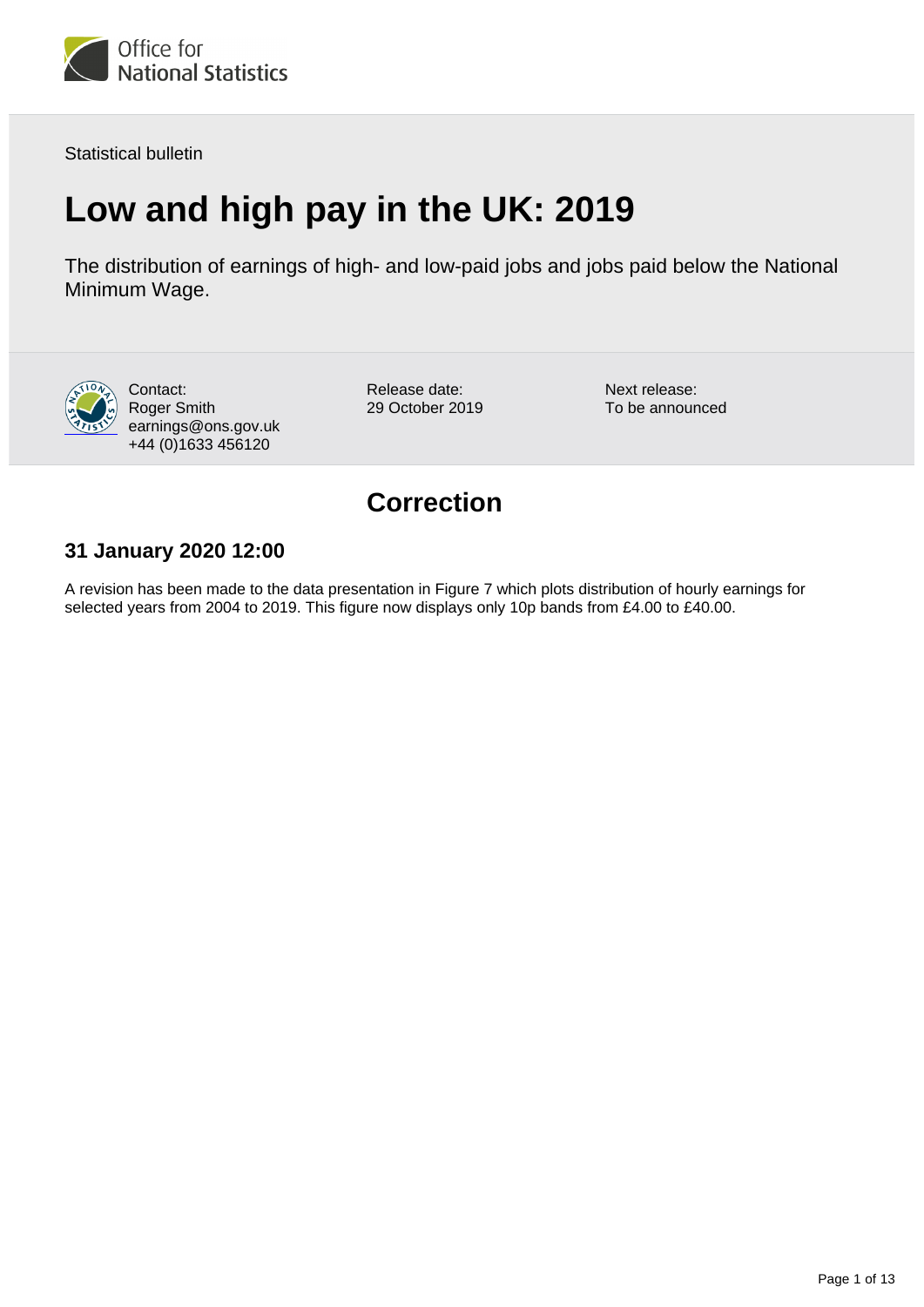Statistical bulletin

# Low and high pay in the UK: 2019

The distribution of earnings of high- and low-paid jobs and jobs paid below the National Minimum Wage.

Contact:
Roger Smith
earnings@ons.gov.uk
+44 (0)1633 456120

Release date:
29 October 2019

Next release:
To be announced

## Correction

### 31 January 2020 12:00

A revision has been made to the data presentation in Figure 7 which plots distribution of hourly earnings for selected years from 2004 to 2019. This figure now displays only 10p bands from £4.00 to £40.00.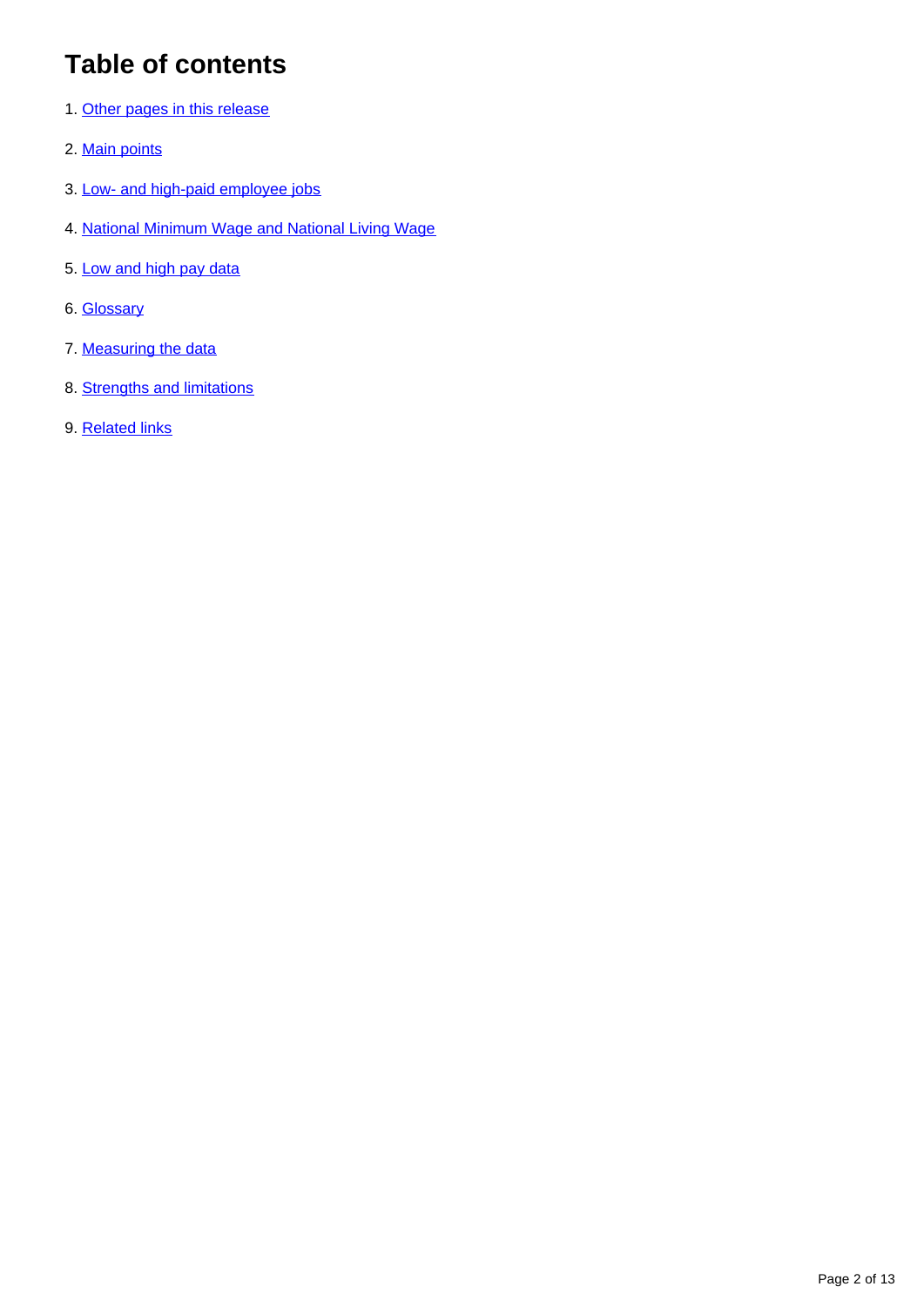# Table of contents

1. Other pages in this release
2. Main points
3. Low- and high-paid employee jobs
4. National Minimum Wage and National Living Wage
5. Low and high pay data
6. Glossary
7. Measuring the data
8. Strengths and limitations
9. Related links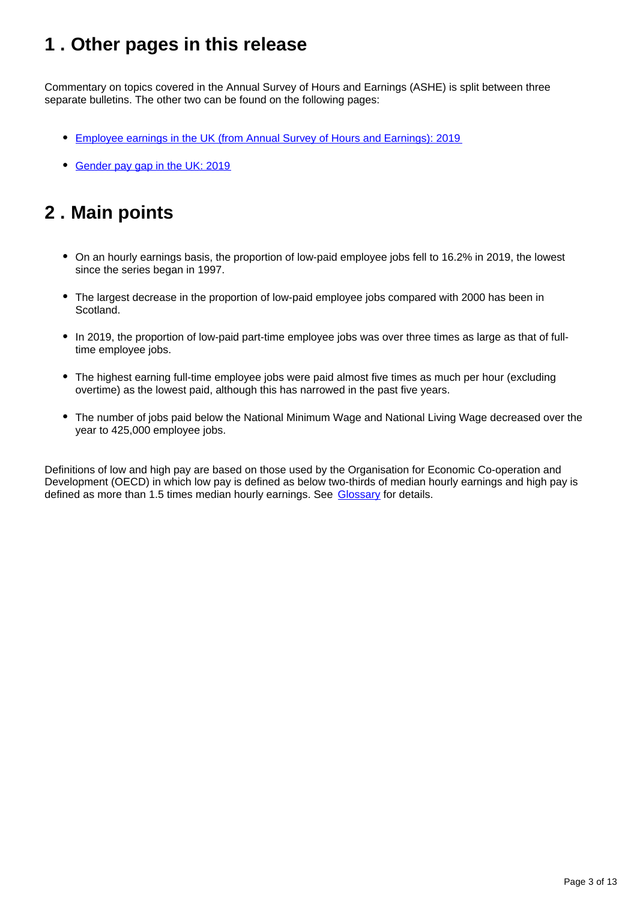## 1 . Other pages in this release

Commentary on topics covered in the Annual Survey of Hours and Earnings (ASHE) is split between three separate bulletins. The other two can be found on the following pages:

- [Employee earnings in the UK (from Annual Survey of Hours and Earnings): 2019](#)
- [Gender pay gap in the UK: 2019](#)

## 2 . Main points

- On an hourly earnings basis, the proportion of low-paid employee jobs fell to 16.2% in 2019, the lowest since the series began in 1997.
- The largest decrease in the proportion of low-paid employee jobs compared with 2000 has been in Scotland.
- In 2019, the proportion of low-paid part-time employee jobs was over three times as large as that of full-time employee jobs.
- The highest earning full-time employee jobs were paid almost five times as much per hour (excluding overtime) as the lowest paid, although this has narrowed in the past five years.
- The number of jobs paid below the National Minimum Wage and National Living Wage decreased over the year to 425,000 employee jobs.

Definitions of low and high pay are based on those used by the Organisation for Economic Co-operation and Development (OECD) in which low pay is defined as below two-thirds of median hourly earnings and high pay is defined as more than 1.5 times median hourly earnings. See [Glossary](#) for details.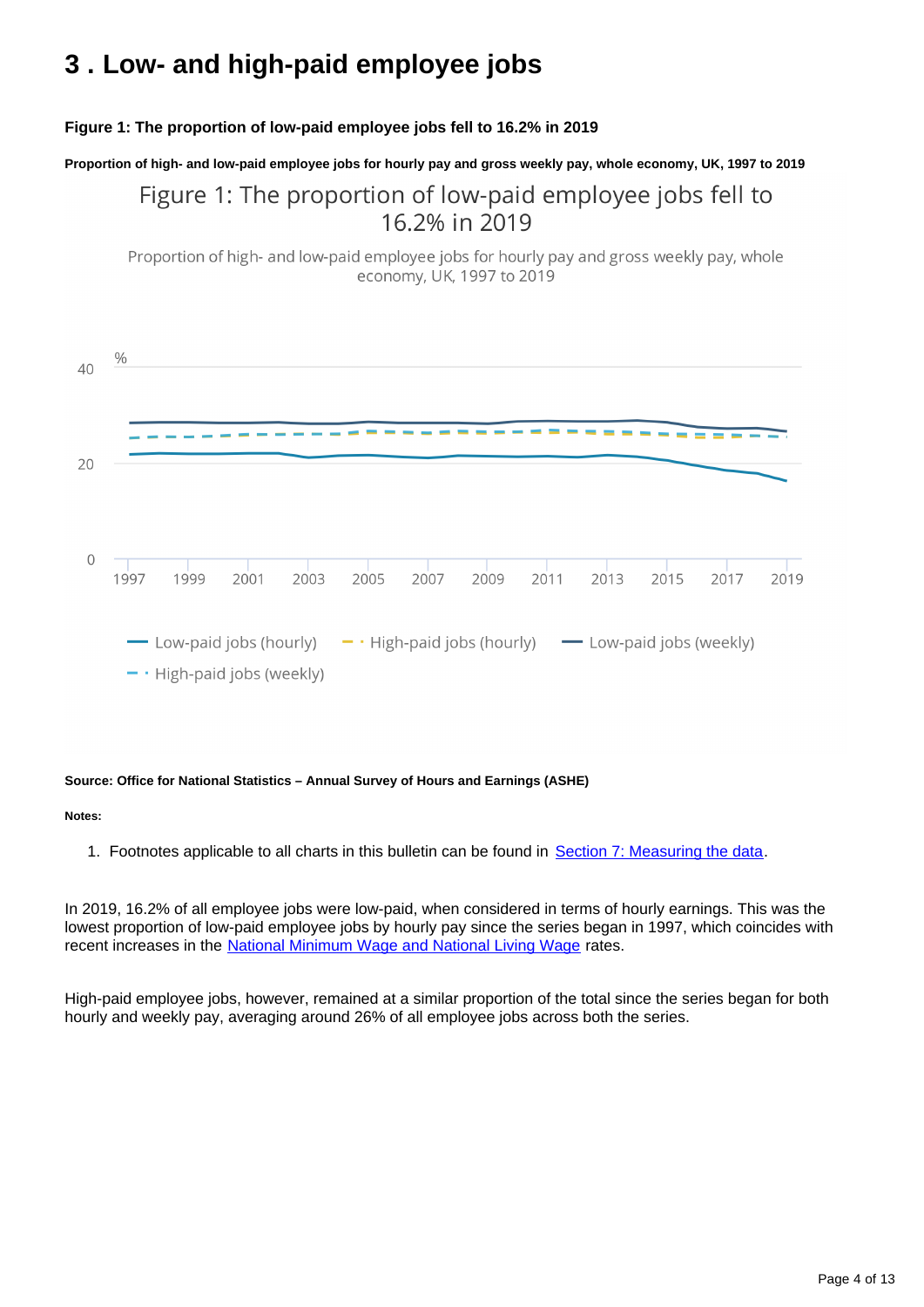# 3 . Low- and high-paid employee jobs

**Figure 1: The proportion of low-paid employee jobs fell to 16.2% in 2019**

**Proportion of high- and low-paid employee jobs for hourly pay and gross weekly pay, whole economy, UK, 1997 to 2019**

**Source: Office for National Statistics – Annual Survey of Hours and Earnings (ASHE)**

**Notes:**

1. Footnotes applicable to all charts in this bulletin can be found in Section 7: Measuring the data.

In 2019, 16.2% of all employee jobs were low-paid, when considered in terms of hourly earnings. This was the lowest proportion of low-paid employee jobs by hourly pay since the series began in 1997, which coincides with recent increases in the National Minimum Wage and National Living Wage rates.

High-paid employee jobs, however, remained at a similar proportion of the total since the series began for both hourly and weekly pay, averaging around 26% of all employee jobs across both the series.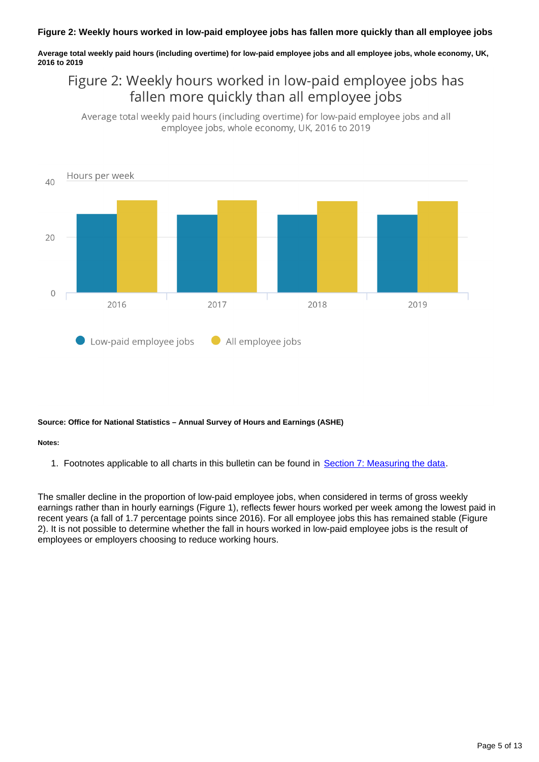**Figure 2: Weekly hours worked in low-paid employee jobs has fallen more quickly than all employee jobs**

**Average total weekly paid hours (including overtime) for low-paid employee jobs and all employee jobs, whole economy, UK, 2016 to 2019**

**Source: Office for National Statistics – Annual Survey of Hours and Earnings (ASHE)**

**Notes:**

1. Footnotes applicable to all charts in this bulletin can be found in [Section 7: Measuring the data](#).

The smaller decline in the proportion of low-paid employee jobs, when considered in terms of gross weekly earnings rather than in hourly earnings (Figure 1), reflects fewer hours worked per week among the lowest paid in recent years (a fall of 1.7 percentage points since 2016). For all employee jobs this has remained stable (Figure 2). It is not possible to determine whether the fall in hours worked in low-paid employee jobs is the result of employees or employers choosing to reduce working hours.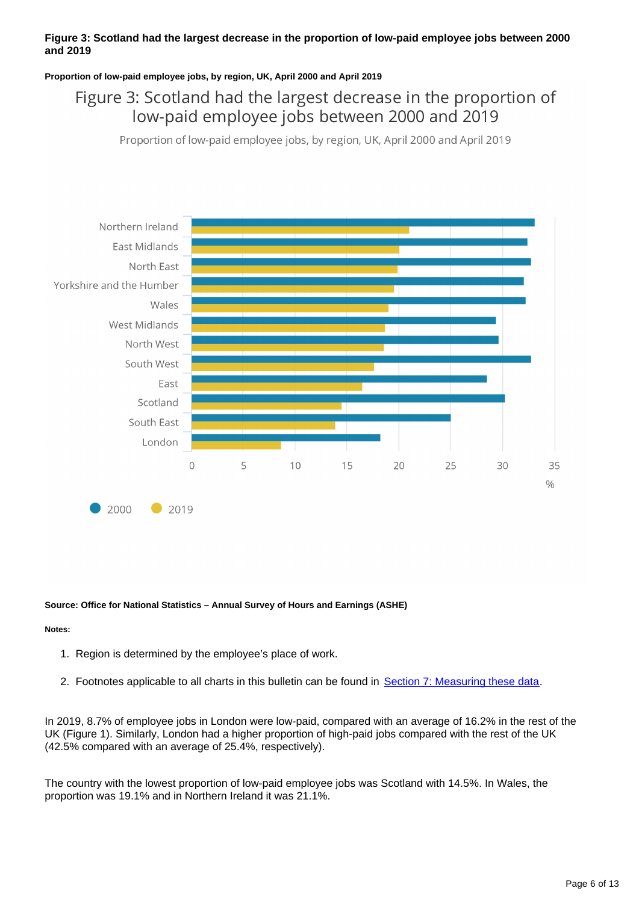**Figure 3: Scotland had the largest decrease in the proportion of low-paid employee jobs between 2000 and 2019**

**Proportion of low-paid employee jobs, by region, UK, April 2000 and April 2019**

Figure 3: Scotland had the largest decrease in the proportion of low-paid employee jobs between 2000 and 2019

Proportion of low-paid employee jobs, by region, UK, April 2000 and April 2019

**Source: Office for National Statistics – Annual Survey of Hours and Earnings (ASHE)**

**Notes:**

1. Region is determined by the employee's place of work.
2. Footnotes applicable to all charts in this bulletin can be found in Section 7: Measuring these data.

In 2019, 8.7% of employee jobs in London were low-paid, compared with an average of 16.2% in the rest of the UK (Figure 1). Similarly, London had a higher proportion of high-paid jobs compared with the rest of the UK (42.5% compared with an average of 25.4%, respectively).

The country with the lowest proportion of low-paid employee jobs was Scotland with 14.5%. In Wales, the proportion was 19.1% and in Northern Ireland it was 21.1%.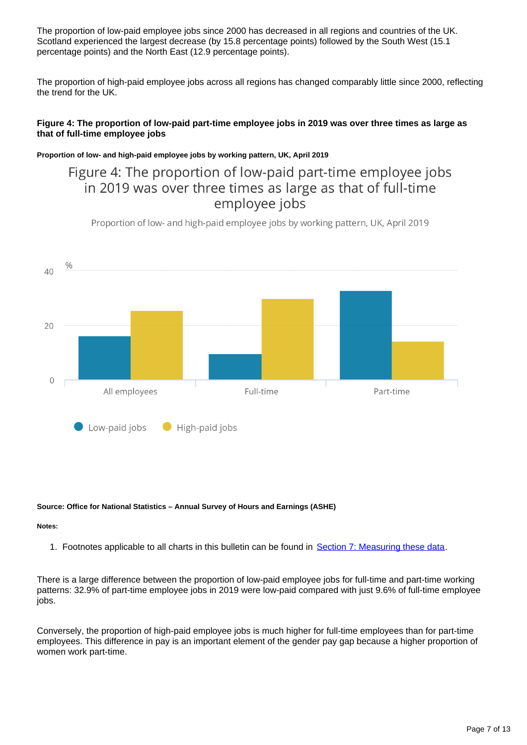The proportion of low-paid employee jobs since 2000 has decreased in all regions and countries of the UK. Scotland experienced the largest decrease (by 15.8 percentage points) followed by the South West (15.1 percentage points) and the North East (12.9 percentage points).

The proportion of high-paid employee jobs across all regions has changed comparably little since 2000, reflecting the trend for the UK.

**Figure 4: The proportion of low-paid part-time employee jobs in 2019 was over three times as large as that of full-time employee jobs**

**Proportion of low- and high-paid employee jobs by working pattern, UK, April 2019**

Figure 4: The proportion of low-paid part-time employee jobs in 2019 was over three times as large as that of full-time employee jobs

Proportion of low- and high-paid employee jobs by working pattern, UK, April 2019

%

40

20

0

All employees | Full-time | Part-time

Low-paid jobs | High-paid jobs

**Source: Office for National Statistics – Annual Survey of Hours and Earnings (ASHE)**

**Notes:**

1. Footnotes applicable to all charts in this bulletin can be found in Section 7: Measuring these data.

There is a large difference between the proportion of low-paid employee jobs for full-time and part-time working patterns: 32.9% of part-time employee jobs in 2019 were low-paid compared with just 9.6% of full-time employee jobs.

Conversely, the proportion of high-paid employee jobs is much higher for full-time employees than for part-time employees. This difference in pay is an important element of the gender pay gap because a higher proportion of women work part-time.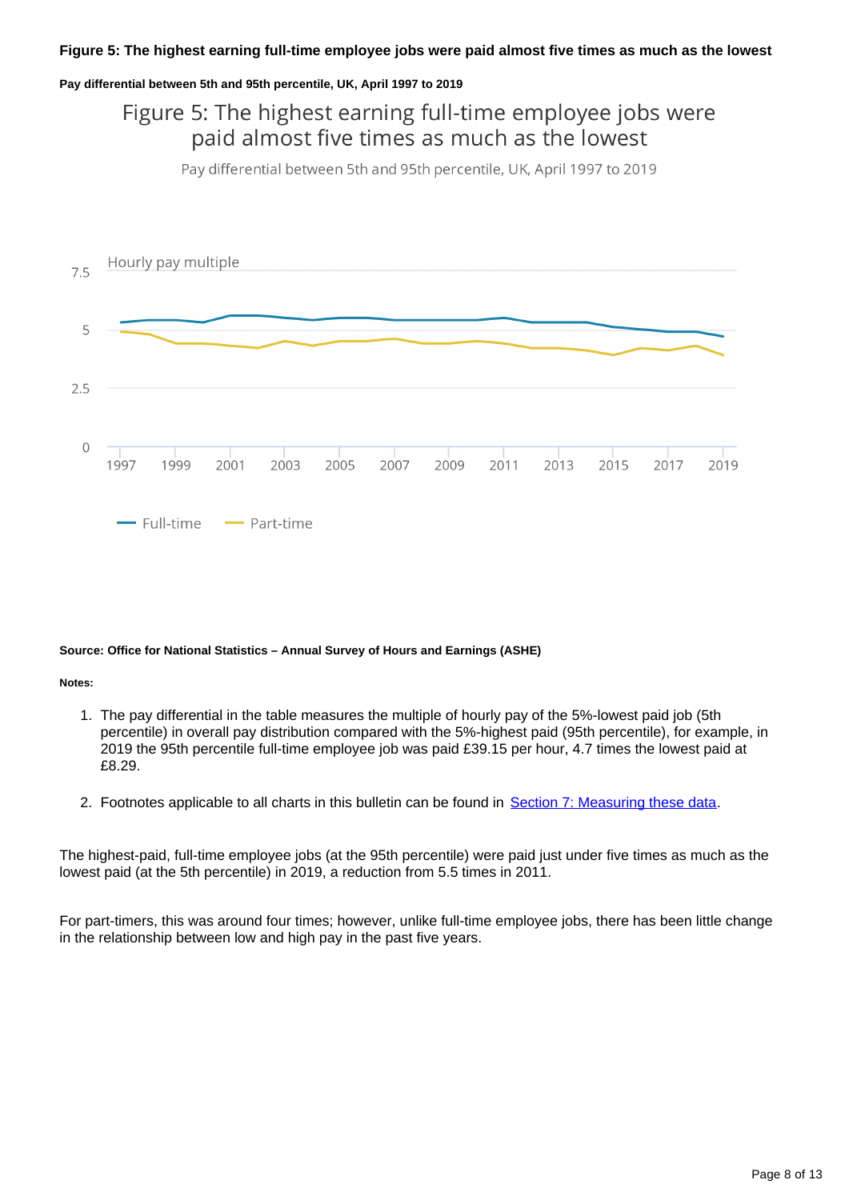**Figure 5: The highest earning full-time employee jobs were paid almost five times as much as the lowest**

**Pay differential between 5th and 95th percentile, UK, April 1997 to 2019**

**Source: Office for National Statistics – Annual Survey of Hours and Earnings (ASHE)**

**Notes:**

1. The pay differential in the table measures the multiple of hourly pay of the 5%-lowest paid job (5th percentile) in overall pay distribution compared with the 5%-highest paid (95th percentile), for example, in 2019 the 95th percentile full-time employee job was paid £39.15 per hour, 4.7 times the lowest paid at £8.29.
2. Footnotes applicable to all charts in this bulletin can be found in [Section 7: Measuring these data](#).

The highest-paid, full-time employee jobs (at the 95th percentile) were paid just under five times as much as the lowest paid (at the 5th percentile) in 2019, a reduction from 5.5 times in 2011.

For part-timers, this was around four times; however, unlike full-time employee jobs, there has been little change in the relationship between low and high pay in the past five years.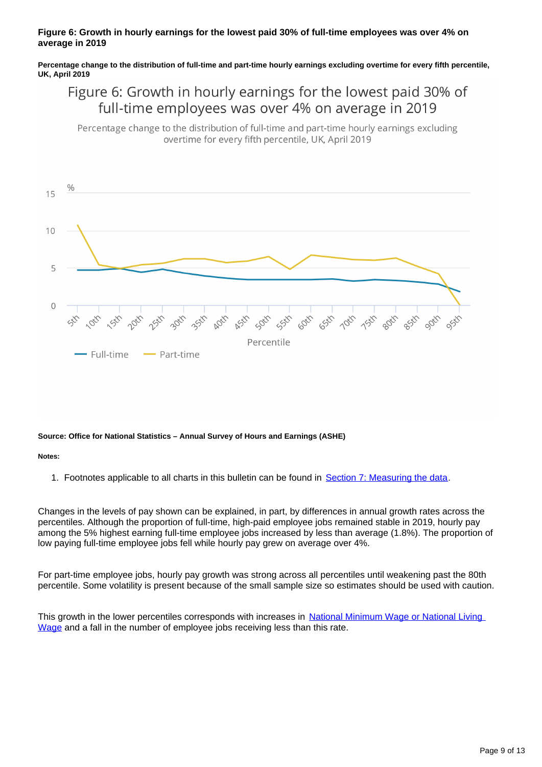**Figure 6: Growth in hourly earnings for the lowest paid 30% of full-time employees was over 4% on average in 2019**

**Percentage change to the distribution of full-time and part-time hourly earnings excluding overtime for every fifth percentile, UK, April 2019**

**Source: Office for National Statistics – Annual Survey of Hours and Earnings (ASHE)**

**Notes:**

1. Footnotes applicable to all charts in this bulletin can be found in Section 7: Measuring the data.

Changes in the levels of pay shown can be explained, in part, by differences in annual growth rates across the percentiles. Although the proportion of full-time, high-paid employee jobs remained stable in 2019, hourly pay among the 5% highest earning full-time employee jobs increased by less than average (1.8%). The proportion of low paying full-time employee jobs fell while hourly pay grew on average over 4%.

For part-time employee jobs, hourly pay growth was strong across all percentiles until weakening past the 80th percentile. Some volatility is present because of the small sample size so estimates should be used with caution.

This growth in the lower percentiles corresponds with increases in National Minimum Wage or National Living Wage and a fall in the number of employee jobs receiving less than this rate.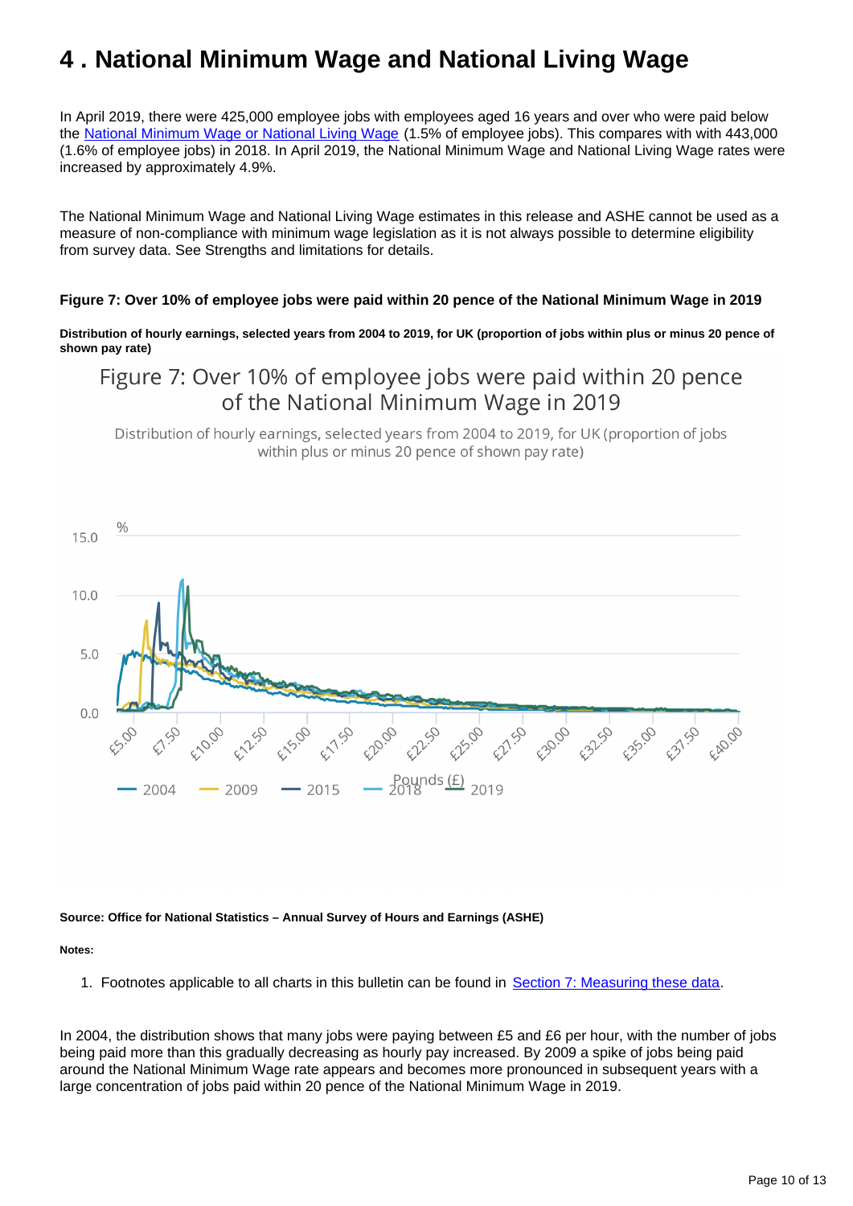# 4 . National Minimum Wage and National Living Wage

In April 2019, there were 425,000 employee jobs with employees aged 16 years and over who were paid below the National Minimum Wage or National Living Wage (1.5% of employee jobs). This compares with with 443,000 (1.6% of employee jobs) in 2018. In April 2019, the National Minimum Wage and National Living Wage rates were increased by approximately 4.9%.

The National Minimum Wage and National Living Wage estimates in this release and ASHE cannot be used as a measure of non-compliance with minimum wage legislation as it is not always possible to determine eligibility from survey data. See Strengths and limitations for details.

**Figure 7: Over 10% of employee jobs were paid within 20 pence of the National Minimum Wage in 2019**

**Distribution of hourly earnings, selected years from 2004 to 2019, for UK (proportion of jobs within plus or minus 20 pence of shown pay rate)**

**Source: Office for National Statistics – Annual Survey of Hours and Earnings (ASHE)**

**Notes:**

1. Footnotes applicable to all charts in this bulletin can be found in Section 7: Measuring these data.

In 2004, the distribution shows that many jobs were paying between £5 and £6 per hour, with the number of jobs being paid more than this gradually decreasing as hourly pay increased. By 2009 a spike of jobs being paid around the National Minimum Wage rate appears and becomes more pronounced in subsequent years with a large concentration of jobs paid within 20 pence of the National Minimum Wage in 2019.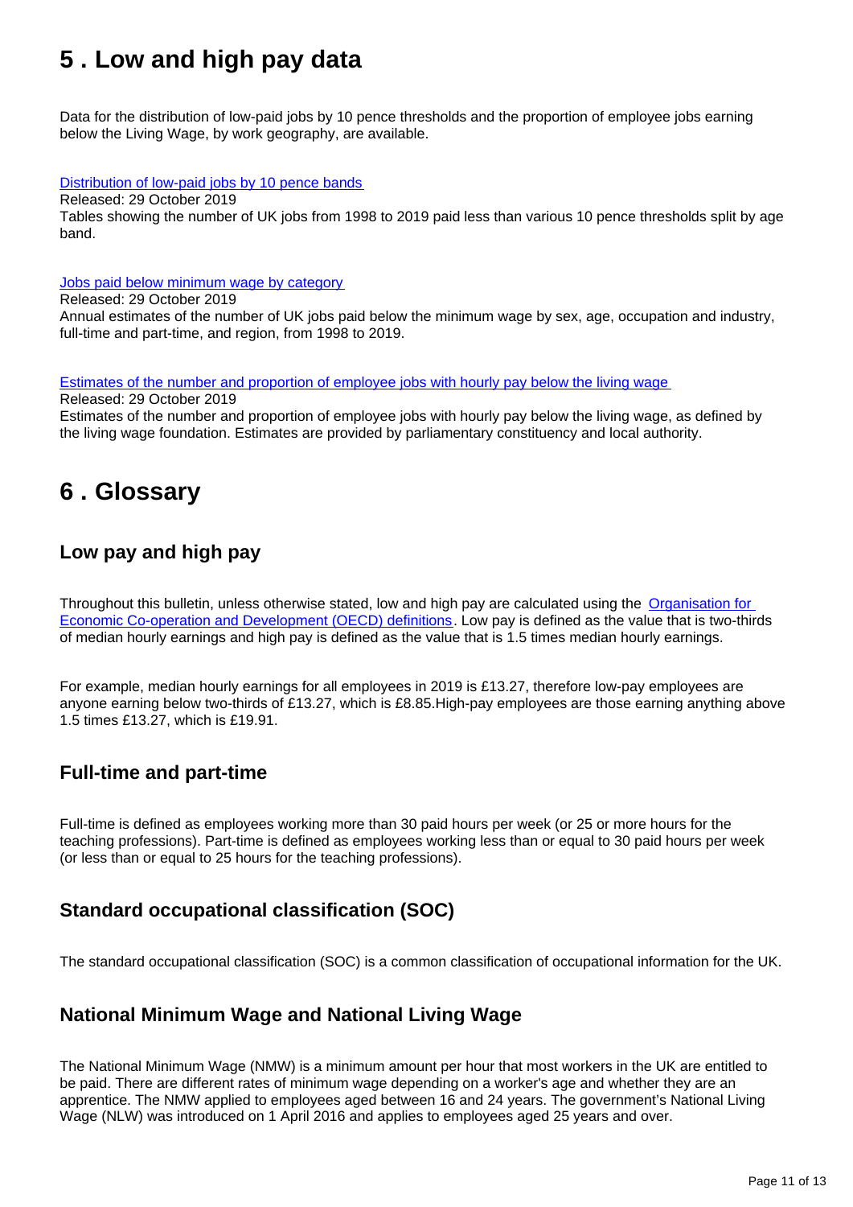## 5 . Low and high pay data

Data for the distribution of low-paid jobs by 10 pence thresholds and the proportion of employee jobs earning below the Living Wage, by work geography, are available.

[Distribution of low-paid jobs by 10 pence bands](#)
Released: 29 October 2019
Tables showing the number of UK jobs from 1998 to 2019 paid less than various 10 pence thresholds split by age band.

[Jobs paid below minimum wage by category](#)
Released: 29 October 2019
Annual estimates of the number of UK jobs paid below the minimum wage by sex, age, occupation and industry, full-time and part-time, and region, from 1998 to 2019.

[Estimates of the number and proportion of employee jobs with hourly pay below the living wage](#)
Released: 29 October 2019
Estimates of the number and proportion of employee jobs with hourly pay below the living wage, as defined by the living wage foundation. Estimates are provided by parliamentary constituency and local authority.

## 6 . Glossary

### Low pay and high pay

Throughout this bulletin, unless otherwise stated, low and high pay are calculated using the [Organisation for Economic Co-operation and Development (OECD) definitions](#). Low pay is defined as the value that is two-thirds of median hourly earnings and high pay is defined as the value that is 1.5 times median hourly earnings.

For example, median hourly earnings for all employees in 2019 is £13.27, therefore low-pay employees are anyone earning below two-thirds of £13.27, which is £8.85.High-pay employees are those earning anything above 1.5 times £13.27, which is £19.91.

### Full-time and part-time

Full-time is defined as employees working more than 30 paid hours per week (or 25 or more hours for the teaching professions). Part-time is defined as employees working less than or equal to 30 paid hours per week (or less than or equal to 25 hours for the teaching professions).

### Standard occupational classification (SOC)

The standard occupational classification (SOC) is a common classification of occupational information for the UK.

### National Minimum Wage and National Living Wage

The National Minimum Wage (NMW) is a minimum amount per hour that most workers in the UK are entitled to be paid. There are different rates of minimum wage depending on a worker's age and whether they are an apprentice. The NMW applied to employees aged between 16 and 24 years. The government's National Living Wage (NLW) was introduced on 1 April 2016 and applies to employees aged 25 years and over.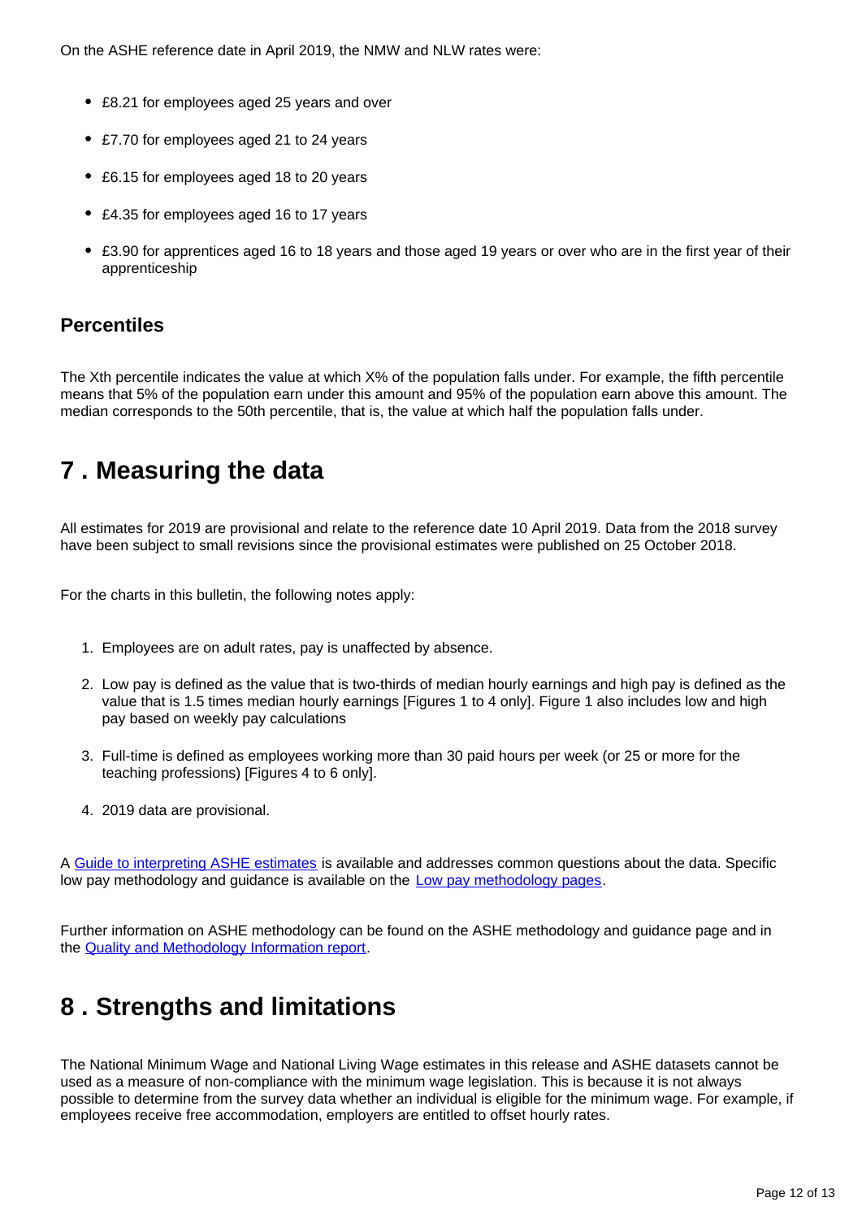On the ASHE reference date in April 2019, the NMW and NLW rates were:

- £8.21 for employees aged 25 years and over
- £7.70 for employees aged 21 to 24 years
- £6.15 for employees aged 18 to 20 years
- £4.35 for employees aged 16 to 17 years
- £3.90 for apprentices aged 16 to 18 years and those aged 19 years or over who are in the first year of their apprenticeship

### Percentiles

The Xth percentile indicates the value at which X% of the population falls under. For example, the fifth percentile means that 5% of the population earn under this amount and 95% of the population earn above this amount. The median corresponds to the 50th percentile, that is, the value at which half the population falls under.

## 7 . Measuring the data

All estimates for 2019 are provisional and relate to the reference date 10 April 2019. Data from the 2018 survey have been subject to small revisions since the provisional estimates were published on 25 October 2018.

For the charts in this bulletin, the following notes apply:

1. Employees are on adult rates, pay is unaffected by absence.
2. Low pay is defined as the value that is two-thirds of median hourly earnings and high pay is defined as the value that is 1.5 times median hourly earnings [Figures 1 to 4 only]. Figure 1 also includes low and high pay based on weekly pay calculations
3. Full-time is defined as employees working more than 30 paid hours per week (or 25 or more for the teaching professions) [Figures 4 to 6 only].
4. 2019 data are provisional.

A Guide to interpreting ASHE estimates is available and addresses common questions about the data. Specific low pay methodology and guidance is available on the Low pay methodology pages.

Further information on ASHE methodology can be found on the ASHE methodology and guidance page and in the Quality and Methodology Information report.

## 8 . Strengths and limitations

The National Minimum Wage and National Living Wage estimates in this release and ASHE datasets cannot be used as a measure of non-compliance with the minimum wage legislation. This is because it is not always possible to determine from the survey data whether an individual is eligible for the minimum wage. For example, if employees receive free accommodation, employers are entitled to offset hourly rates.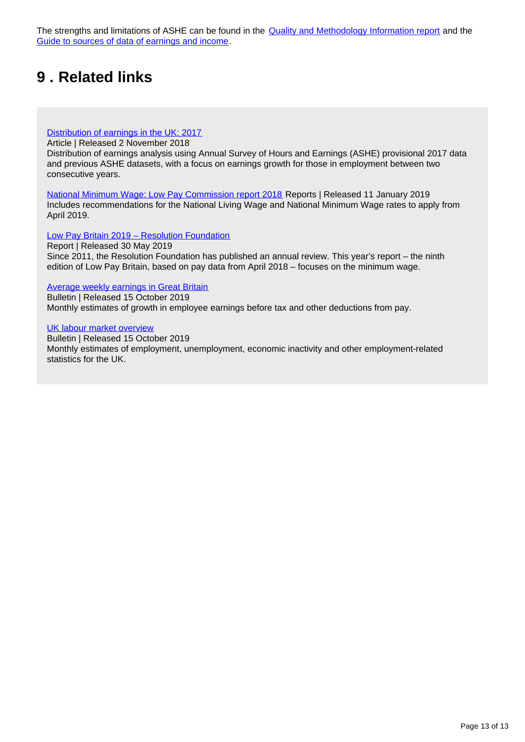The strengths and limitations of ASHE can be found in the Quality and Methodology Information report and the Guide to sources of data of earnings and income.

# 9 . Related links

Distribution of earnings in the UK: 2017
Article | Released 2 November 2018
Distribution of earnings analysis using Annual Survey of Hours and Earnings (ASHE) provisional 2017 data and previous ASHE datasets, with a focus on earnings growth for those in employment between two consecutive years.

National Minimum Wage: Low Pay Commission report 2018 Reports | Released 11 January 2019
Includes recommendations for the National Living Wage and National Minimum Wage rates to apply from April 2019.

Low Pay Britain 2019 – Resolution Foundation
Report | Released 30 May 2019
Since 2011, the Resolution Foundation has published an annual review. This year's report – the ninth edition of Low Pay Britain, based on pay data from April 2018 – focuses on the minimum wage.

Average weekly earnings in Great Britain
Bulletin | Released 15 October 2019
Monthly estimates of growth in employee earnings before tax and other deductions from pay.

UK labour market overview
Bulletin | Released 15 October 2019
Monthly estimates of employment, unemployment, economic inactivity and other employment-related statistics for the UK.